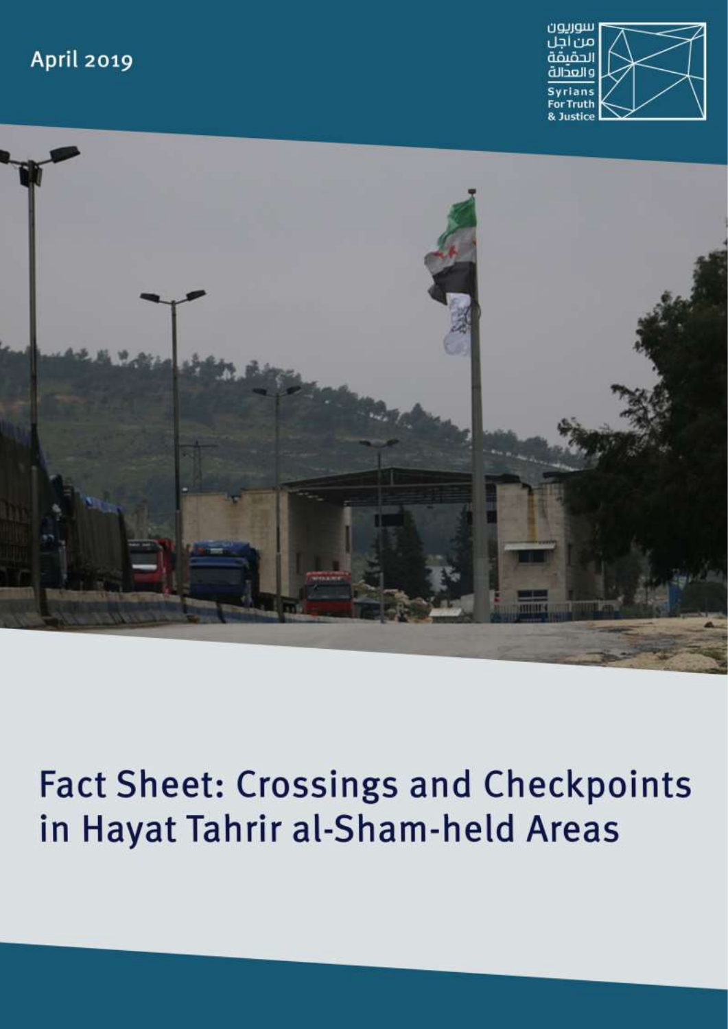April 2019

سوريون من اجل الحقيقة والعدالة

Syrians For Truth & Justice

# Fact Sheet: Crossings and Checkpoints in Hayat Tahrir al-Sham-held Areas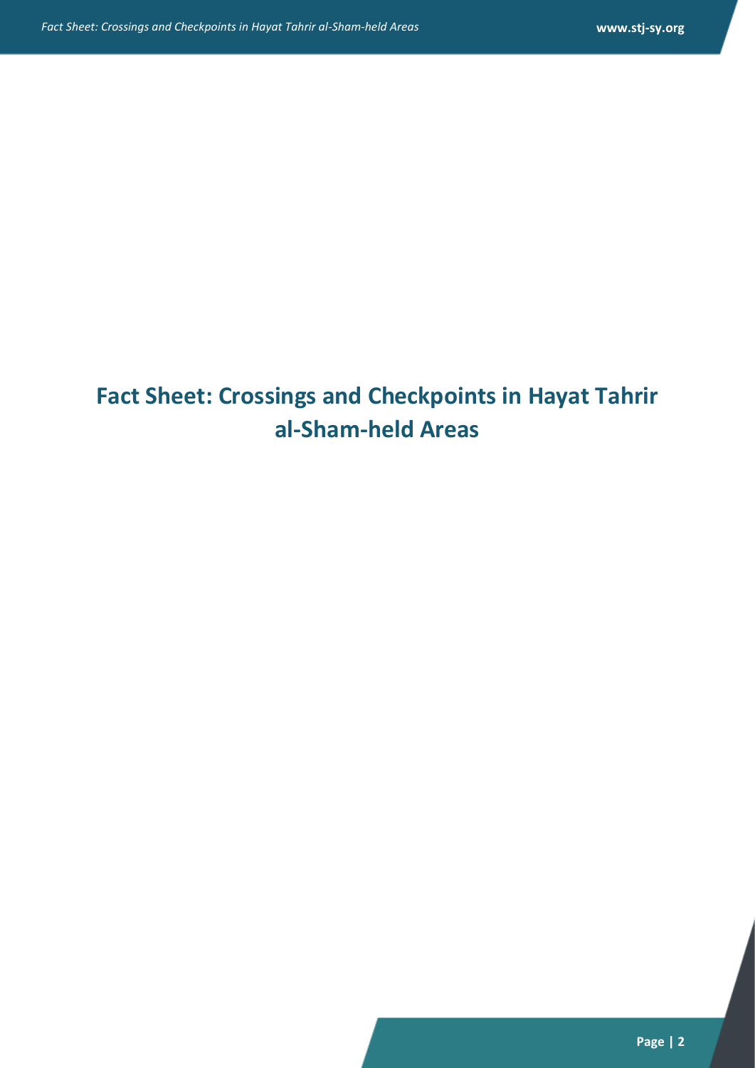# Fact Sheet: Crossings and Checkpoints in Hayat Tahrir al-Sham-held Areas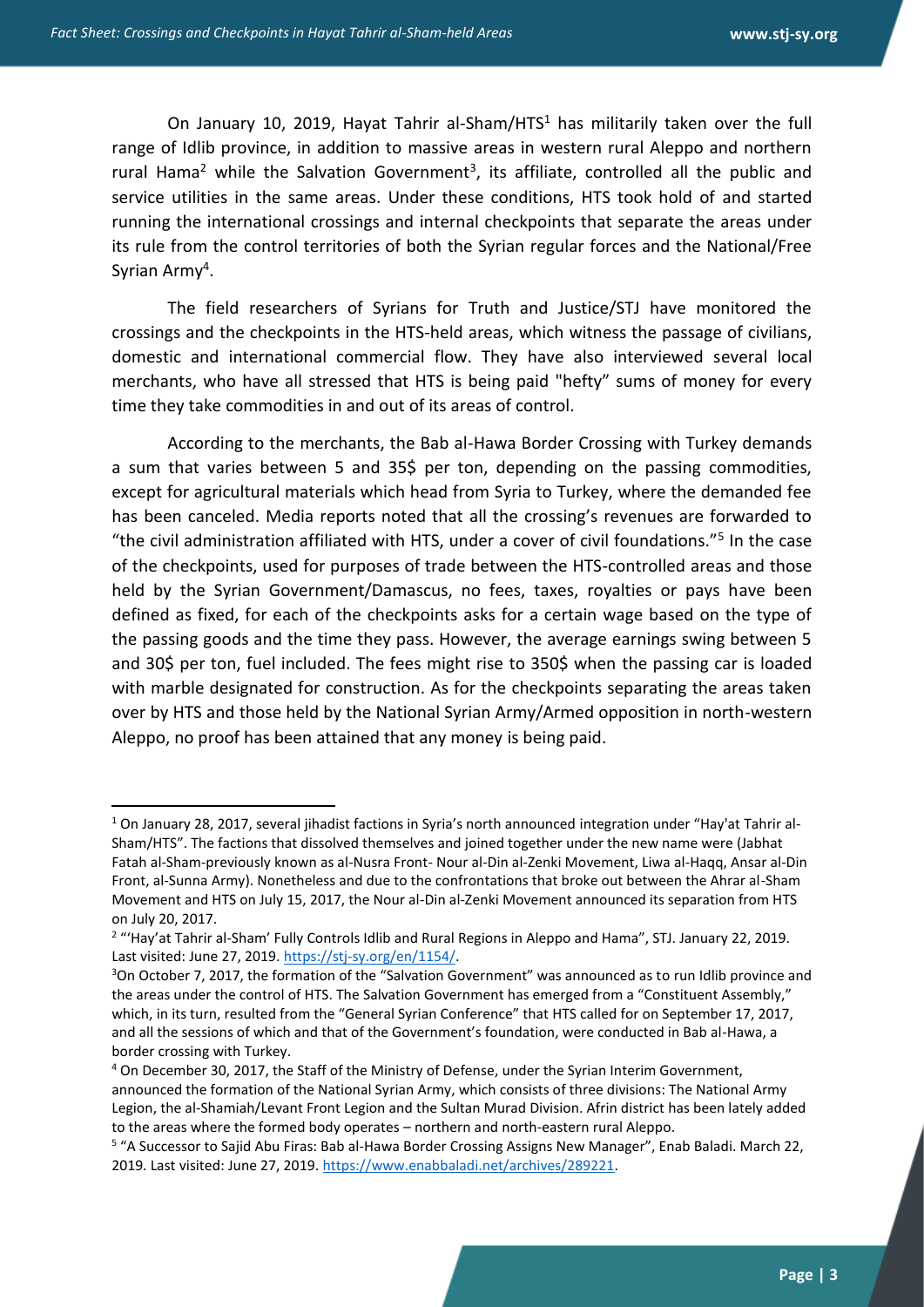On January 10, 2019, Hayat Tahrir al-Sham/HTS[1] has militarily taken over the full range of Idlib province, in addition to massive areas in western rural Aleppo and northern rural Hama[2] while the Salvation Government[3], its affiliate, controlled all the public and service utilities in the same areas. Under these conditions, HTS took hold of and started running the international crossings and internal checkpoints that separate the areas under its rule from the control territories of both the Syrian regular forces and the National/Free Syrian Army[4].

The field researchers of Syrians for Truth and Justice/STJ have monitored the crossings and the checkpoints in the HTS-held areas, which witness the passage of civilians, domestic and international commercial flow. They have also interviewed several local merchants, who have all stressed that HTS is being paid "hefty" sums of money for every time they take commodities in and out of its areas of control.

According to the merchants, the Bab al-Hawa Border Crossing with Turkey demands a sum that varies between 5 and 35$ per ton, depending on the passing commodities, except for agricultural materials which head from Syria to Turkey, where the demanded fee has been canceled. Media reports noted that all the crossing's revenues are forwarded to "the civil administration affiliated with HTS, under a cover of civil foundations."[5] In the case of the checkpoints, used for purposes of trade between the HTS-controlled areas and those held by the Syrian Government/Damascus, no fees, taxes, royalties or pays have been defined as fixed, for each of the checkpoints asks for a certain wage based on the type of the passing goods and the time they pass. However, the average earnings swing between 5 and 30$ per ton, fuel included. The fees might rise to 350$ when the passing car is loaded with marble designated for construction. As for the checkpoints separating the areas taken over by HTS and those held by the National Syrian Army/Armed opposition in north-western Aleppo, no proof has been attained that any money is being paid.

---

[1] On January 28, 2017, several jihadist factions in Syria's north announced integration under "Hay'at Tahrir al-Sham/HTS". The factions that dissolved themselves and joined together under the new name were (Jabhat Fatah al-Sham-previously known as al-Nusra Front- Nour al-Din al-Zenki Movement, Liwa al-Haqq, Ansar al-Din Front, al-Sunna Army). Nonetheless and due to the confrontations that broke out between the Ahrar al-Sham Movement and HTS on July 15, 2017, the Nour al-Din al-Zenki Movement announced its separation from HTS on July 20, 2017.

[2] "'Hay'at Tahrir al-Sham' Fully Controls Idlib and Rural Regions in Aleppo and Hama", STJ. January 22, 2019. Last visited: June 27, 2019. https://stj-sy.org/en/1154/.

[3] On October 7, 2017, the formation of the "Salvation Government" was announced as to run Idlib province and the areas under the control of HTS. The Salvation Government has emerged from a "Constituent Assembly," which, in its turn, resulted from the "General Syrian Conference" that HTS called for on September 17, 2017, and all the sessions of which and that of the Government's foundation, were conducted in Bab al-Hawa, a border crossing with Turkey.

[4] On December 30, 2017, the Staff of the Ministry of Defense, under the Syrian Interim Government, announced the formation of the National Syrian Army, which consists of three divisions: The National Army Legion, the al-Shamiah/Levant Front Legion and the Sultan Murad Division. Afrin district has been lately added to the areas where the formed body operates – northern and north-eastern rural Aleppo.

[5] "A Successor to Sajid Abu Firas: Bab al-Hawa Border Crossing Assigns New Manager", Enab Baladi. March 22, 2019. Last visited: June 27, 2019. https://www.enabbaladi.net/archives/289221.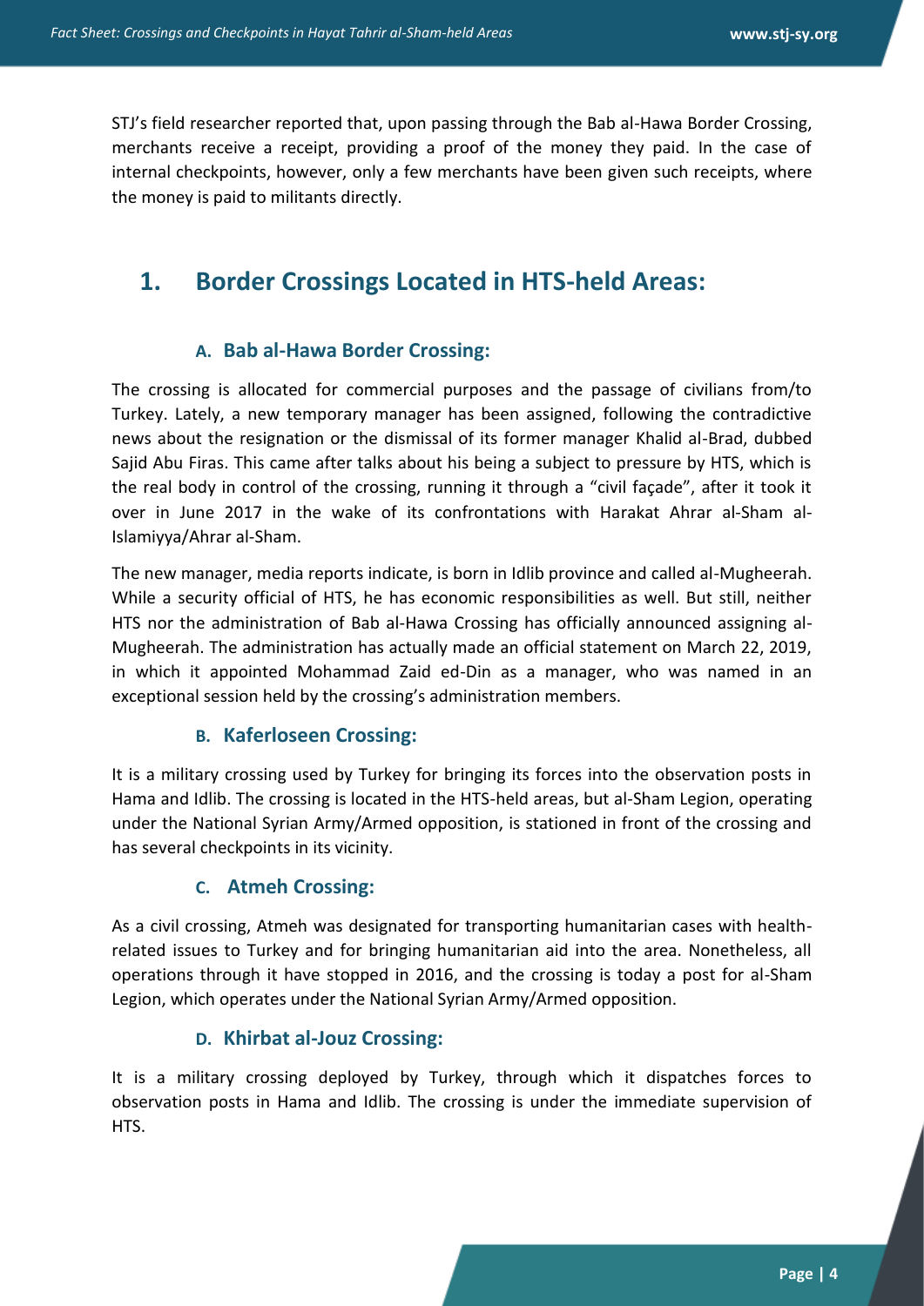STJ's field researcher reported that, upon passing through the Bab al-Hawa Border Crossing, merchants receive a receipt, providing a proof of the money they paid. In the case of internal checkpoints, however, only a few merchants have been given such receipts, where the money is paid to militants directly.

## 1. Border Crossings Located in HTS-held Areas:

### A. Bab al-Hawa Border Crossing:

The crossing is allocated for commercial purposes and the passage of civilians from/to Turkey. Lately, a new temporary manager has been assigned, following the contradictive news about the resignation or the dismissal of its former manager Khalid al-Brad, dubbed Sajid Abu Firas. This came after talks about his being a subject to pressure by HTS, which is the real body in control of the crossing, running it through a "civil façade", after it took it over in June 2017 in the wake of its confrontations with Harakat Ahrar al-Sham al-Islamiyya/Ahrar al-Sham.

The new manager, media reports indicate, is born in Idlib province and called al-Mugheerah. While a security official of HTS, he has economic responsibilities as well. But still, neither HTS nor the administration of Bab al-Hawa Crossing has officially announced assigning al-Mugheerah. The administration has actually made an official statement on March 22, 2019, in which it appointed Mohammad Zaid ed-Din as a manager, who was named in an exceptional session held by the crossing's administration members.

### B. Kaferloseen Crossing:

It is a military crossing used by Turkey for bringing its forces into the observation posts in Hama and Idlib. The crossing is located in the HTS-held areas, but al-Sham Legion, operating under the National Syrian Army/Armed opposition, is stationed in front of the crossing and has several checkpoints in its vicinity.

### C. Atmeh Crossing:

As a civil crossing, Atmeh was designated for transporting humanitarian cases with health-related issues to Turkey and for bringing humanitarian aid into the area. Nonetheless, all operations through it have stopped in 2016, and the crossing is today a post for al-Sham Legion, which operates under the National Syrian Army/Armed opposition.

### D. Khirbat al-Jouz Crossing:

It is a military crossing deployed by Turkey, through which it dispatches forces to observation posts in Hama and Idlib. The crossing is under the immediate supervision of HTS.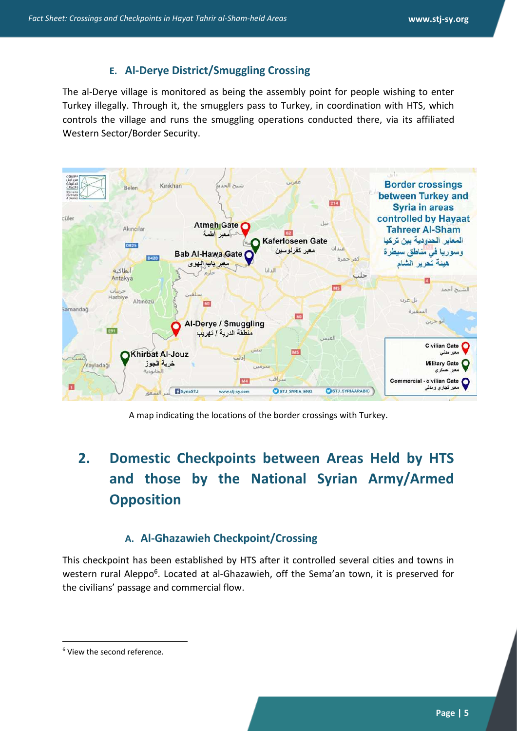### E. Al-Derye District/Smuggling Crossing

The al-Derye village is monitored as being the assembly point for people wishing to enter Turkey illegally. Through it, the smugglers pass to Turkey, in coordination with HTS, which controls the village and runs the smuggling operations conducted there, via its affiliated Western Sector/Border Security.

A map indicating the locations of the border crossings with Turkey.

## 2. Domestic Checkpoints between Areas Held by HTS and those by the National Syrian Army/Armed Opposition

### A. Al-Ghazawieh Checkpoint/Crossing

This checkpoint has been established by HTS after it controlled several cities and towns in western rural Aleppo[6]. Located at al-Ghazawieh, off the Sema'an town, it is preserved for the civilians' passage and commercial flow.

---

[6] View the second reference.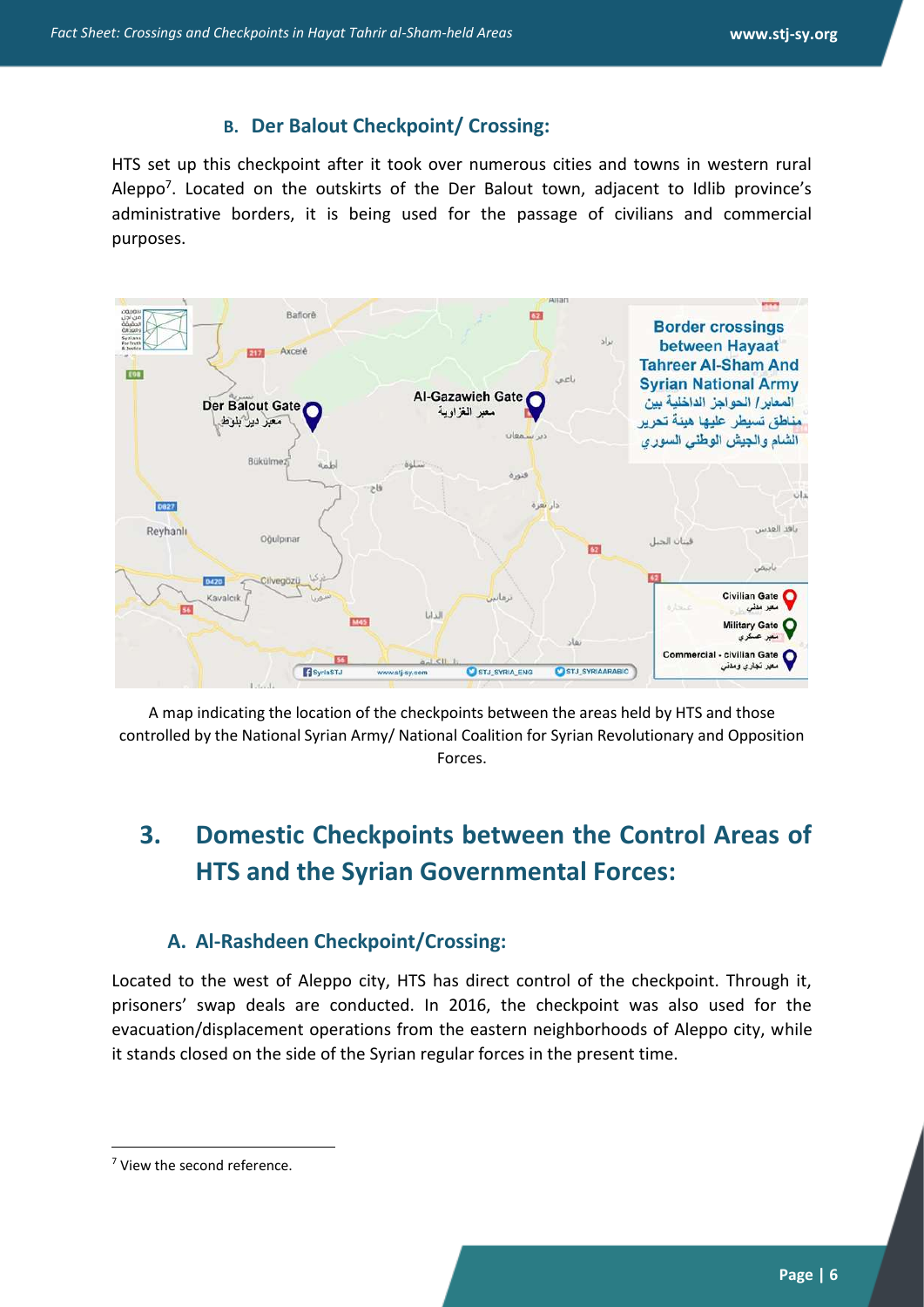### B. Der Balout Checkpoint/ Crossing:

HTS set up this checkpoint after it took over numerous cities and towns in western rural Aleppo[7]. Located on the outskirts of the Der Balout town, adjacent to Idlib province's administrative borders, it is being used for the passage of civilians and commercial purposes.

A map indicating the location of the checkpoints between the areas held by HTS and those controlled by the National Syrian Army/ National Coalition for Syrian Revolutionary and Opposition Forces.

## 3. Domestic Checkpoints between the Control Areas of HTS and the Syrian Governmental Forces:

### A. Al-Rashdeen Checkpoint/Crossing:

Located to the west of Aleppo city, HTS has direct control of the checkpoint. Through it, prisoners' swap deals are conducted. In 2016, the checkpoint was also used for the evacuation/displacement operations from the eastern neighborhoods of Aleppo city, while it stands closed on the side of the Syrian regular forces in the present time.

[7] View the second reference.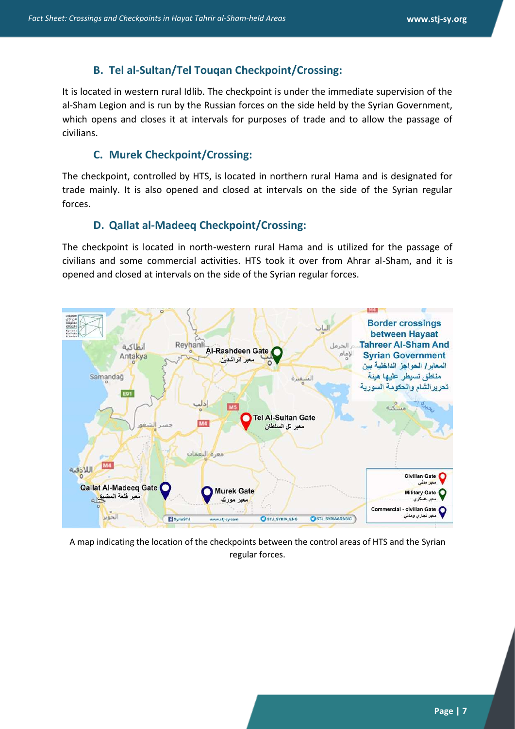### B. Tel al-Sultan/Tel Touqan Checkpoint/Crossing:

It is located in western rural Idlib. The checkpoint is under the immediate supervision of the al-Sham Legion and is run by the Russian forces on the side held by the Syrian Government, which opens and closes it at intervals for purposes of trade and to allow the passage of civilians.

### C. Murek Checkpoint/Crossing:

The checkpoint, controlled by HTS, is located in northern rural Hama and is designated for trade mainly. It is also opened and closed at intervals on the side of the Syrian regular forces.

### D. Qallat al-Madeeq Checkpoint/Crossing:

The checkpoint is located in north-western rural Hama and is utilized for the passage of civilians and some commercial activities. HTS took it over from Ahrar al-Sham, and it is opened and closed at intervals on the side of the Syrian regular forces.

A map indicating the location of the checkpoints between the control areas of HTS and the Syrian regular forces.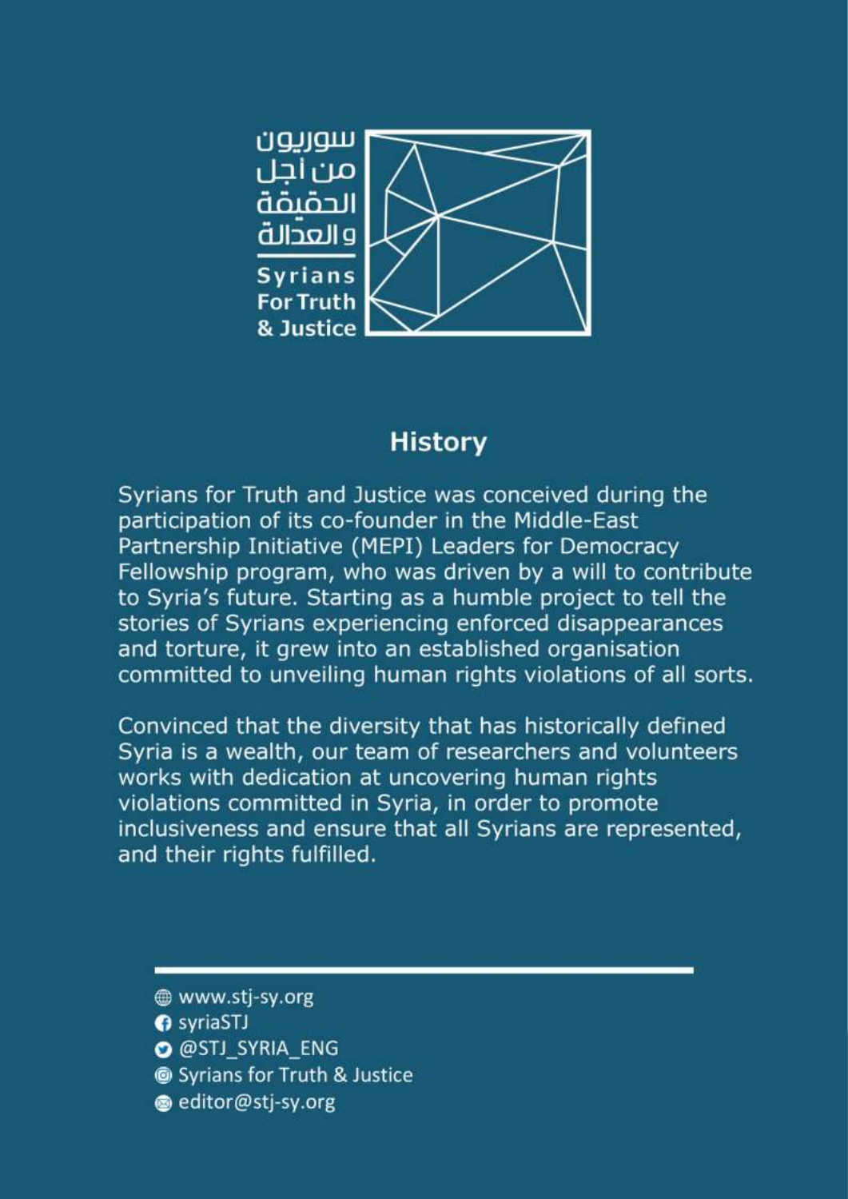سوريون
من أجل
الحقيقة
والعدالة

Syrians
For Truth
& Justice

## History

Syrians for Truth and Justice was conceived during the participation of its co-founder in the Middle-East Partnership Initiative (MEPI) Leaders for Democracy Fellowship program, who was driven by a will to contribute to Syria's future. Starting as a humble project to tell the stories of Syrians experiencing enforced disappearances and torture, it grew into an established organisation committed to unveiling human rights violations of all sorts.

Convinced that the diversity that has historically defined Syria is a wealth, our team of researchers and volunteers works with dedication at uncovering human rights violations committed in Syria, in order to promote inclusiveness and ensure that all Syrians are represented, and their rights fulfilled.

- www.stj-sy.org
- syriaSTJ
- @STJ_SYRIA_ENG
- Syrians for Truth & Justice
- editor@stj-sy.org